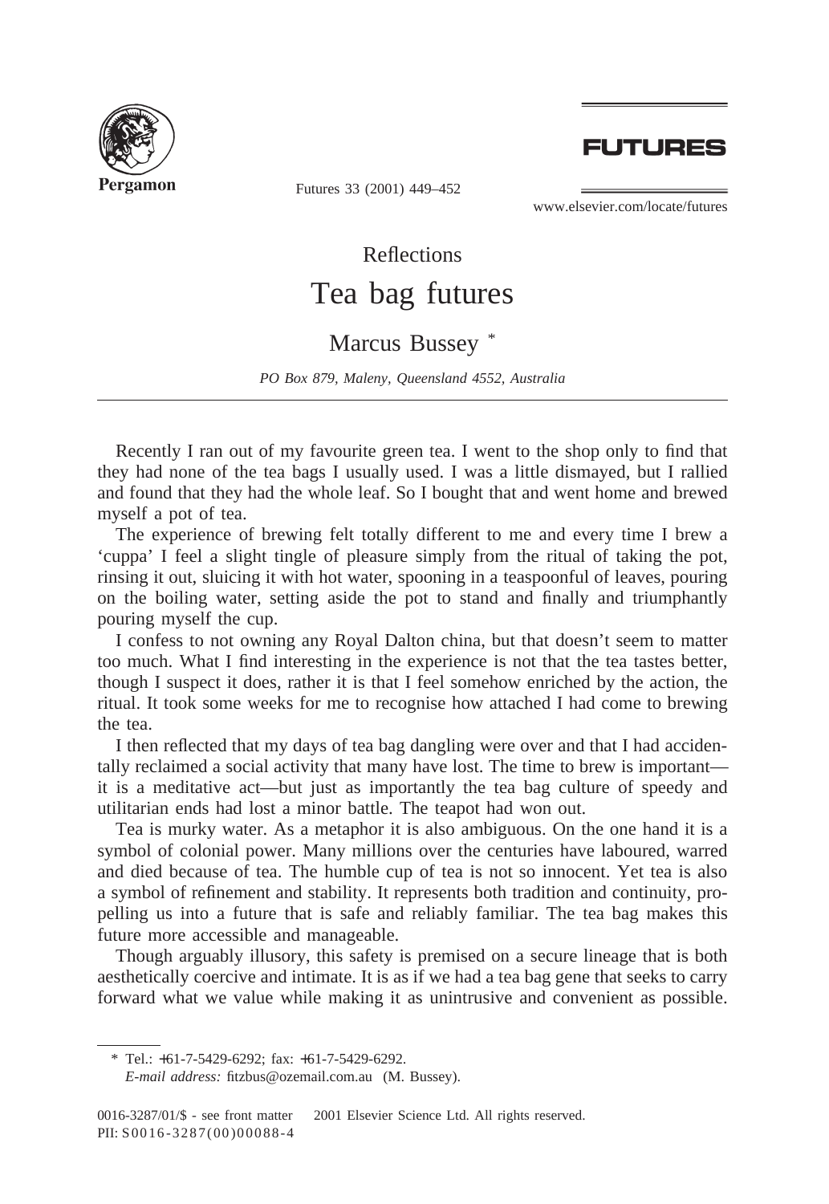Reflections

# Tea bag futures

Marcus Bussey *

*PO Box 879, Maleny, Queensland 4552, Australia*

---

Recently I ran out of my favourite green tea. I went to the shop only to find that they had none of the tea bags I usually used. I was a little dismayed, but I rallied and found that they had the whole leaf. So I bought that and went home and brewed myself a pot of tea.

The experience of brewing felt totally different to me and every time I brew a 'cuppa' I feel a slight tingle of pleasure simply from the ritual of taking the pot, rinsing it out, sluicing it with hot water, spooning in a teaspoonful of leaves, pouring on the boiling water, setting aside the pot to stand and finally and triumphantly pouring myself the cup.

I confess to not owning any Royal Dalton china, but that doesn't seem to matter too much. What I find interesting in the experience is not that the tea tastes better, though I suspect it does, rather it is that I feel somehow enriched by the action, the ritual. It took some weeks for me to recognise how attached I had come to brewing the tea.

I then reflected that my days of tea bag dangling were over and that I had accidentally reclaimed a social activity that many have lost. The time to brew is important—it is a meditative act—but just as importantly the tea bag culture of speedy and utilitarian ends had lost a minor battle. The teapot had won out.

Tea is murky water. As a metaphor it is also ambiguous. On the one hand it is a symbol of colonial power. Many millions over the centuries have laboured, warred and died because of tea. The humble cup of tea is not so innocent. Yet tea is also a symbol of refinement and stability. It represents both tradition and continuity, propelling us into a future that is safe and reliably familiar. The tea bag makes this future more accessible and manageable.

Though arguably illusory, this safety is premised on a secure lineage that is both aesthetically coercive and intimate. It is as if we had a tea bag gene that seeks to carry forward what we value while making it as unintrusive and convenient as possible.

---

\* Tel.: +61-7-5429-6292; fax: +61-7-5429-6292.
*E-mail address:* fitzbus@ozemail.com.au (M. Bussey).

0016-3287/01/$ - see front matter 2001 Elsevier Science Ltd. All rights reserved.
PII: S0016-3287(00)00088-4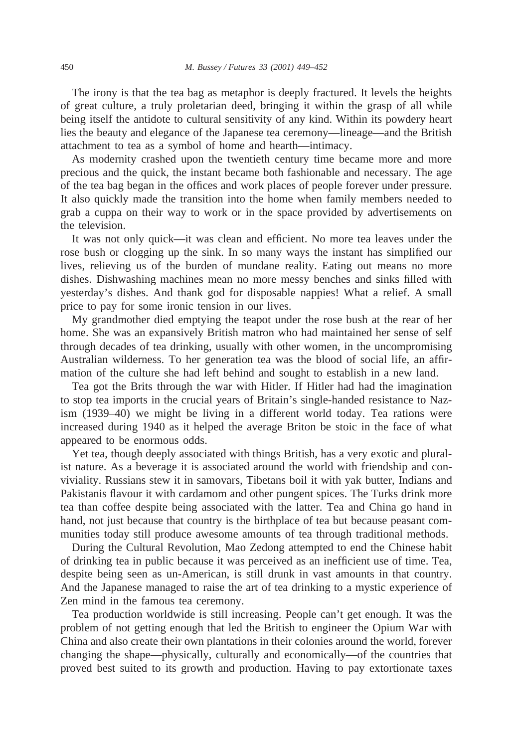The irony is that the tea bag as metaphor is deeply fractured. It levels the heights of great culture, a truly proletarian deed, bringing it within the grasp of all while being itself the antidote to cultural sensitivity of any kind. Within its powdery heart lies the beauty and elegance of the Japanese tea ceremony—lineage—and the British attachment to tea as a symbol of home and hearth—intimacy.

As modernity crashed upon the twentieth century time became more and more precious and the quick, the instant became both fashionable and necessary. The age of the tea bag began in the offices and work places of people forever under pressure. It also quickly made the transition into the home when family members needed to grab a cuppa on their way to work or in the space provided by advertisements on the television.

It was not only quick—it was clean and efficient. No more tea leaves under the rose bush or clogging up the sink. In so many ways the instant has simplified our lives, relieving us of the burden of mundane reality. Eating out means no more dishes. Dishwashing machines mean no more messy benches and sinks filled with yesterday's dishes. And thank god for disposable nappies! What a relief. A small price to pay for some ironic tension in our lives.

My grandmother died emptying the teapot under the rose bush at the rear of her home. She was an expansively British matron who had maintained her sense of self through decades of tea drinking, usually with other women, in the uncompromising Australian wilderness. To her generation tea was the blood of social life, an affirmation of the culture she had left behind and sought to establish in a new land.

Tea got the Brits through the war with Hitler. If Hitler had had the imagination to stop tea imports in the crucial years of Britain's single-handed resistance to Nazism (1939–40) we might be living in a different world today. Tea rations were increased during 1940 as it helped the average Briton be stoic in the face of what appeared to be enormous odds.

Yet tea, though deeply associated with things British, has a very exotic and pluralist nature. As a beverage it is associated around the world with friendship and conviviality. Russians stew it in samovars, Tibetans boil it with yak butter, Indians and Pakistanis flavour it with cardamom and other pungent spices. The Turks drink more tea than coffee despite being associated with the latter. Tea and China go hand in hand, not just because that country is the birthplace of tea but because peasant communities today still produce awesome amounts of tea through traditional methods.

During the Cultural Revolution, Mao Zedong attempted to end the Chinese habit of drinking tea in public because it was perceived as an inefficient use of time. Tea, despite being seen as un-American, is still drunk in vast amounts in that country. And the Japanese managed to raise the art of tea drinking to a mystic experience of Zen mind in the famous tea ceremony.

Tea production worldwide is still increasing. People can't get enough. It was the problem of not getting enough that led the British to engineer the Opium War with China and also create their own plantations in their colonies around the world, forever changing the shape—physically, culturally and economically—of the countries that proved best suited to its growth and production. Having to pay extortionate taxes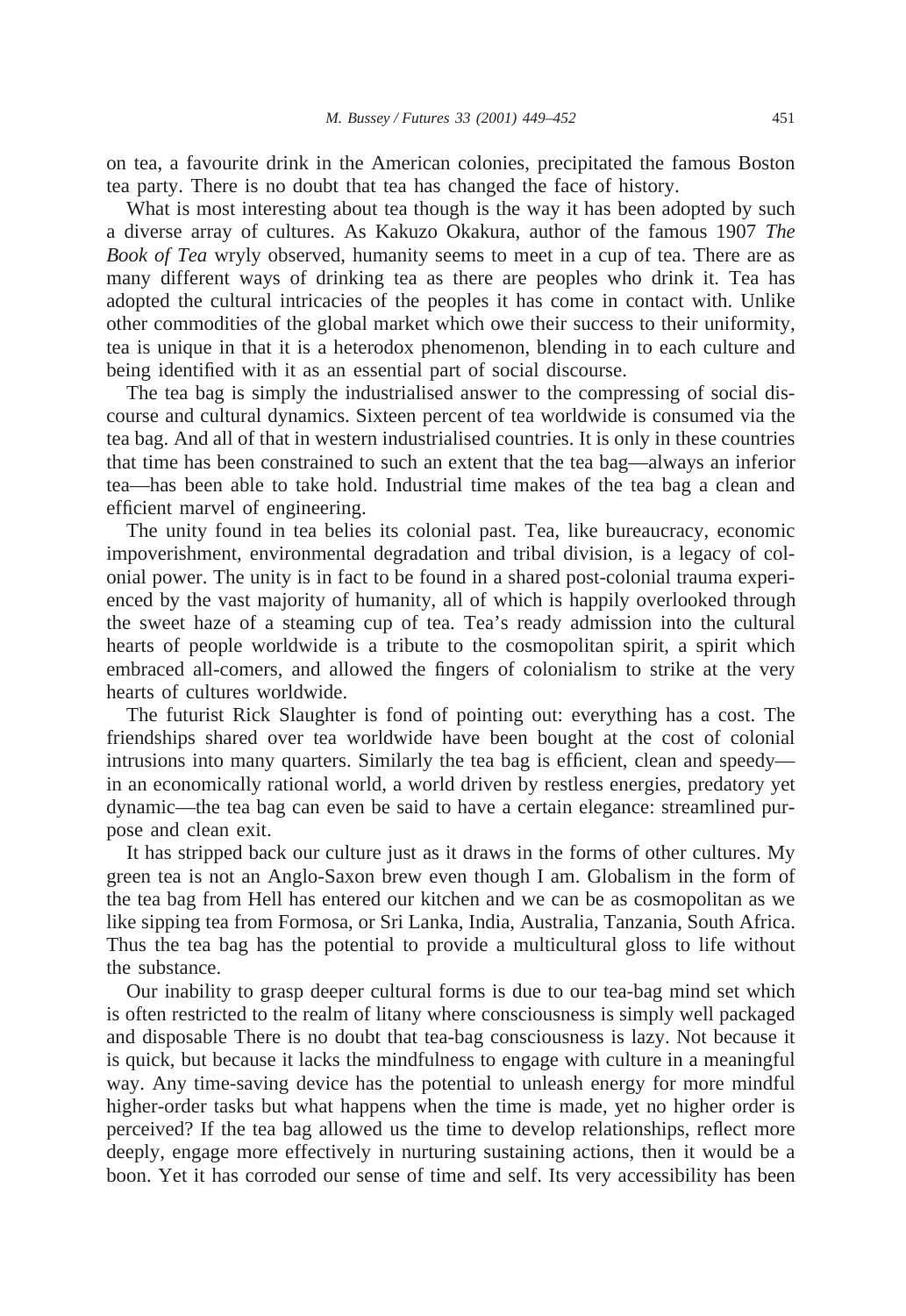on tea, a favourite drink in the American colonies, precipitated the famous Boston tea party. There is no doubt that tea has changed the face of history.

What is most interesting about tea though is the way it has been adopted by such a diverse array of cultures. As Kakuzo Okakura, author of the famous 1907 *The Book of Tea* wryly observed, humanity seems to meet in a cup of tea. There are as many different ways of drinking tea as there are peoples who drink it. Tea has adopted the cultural intricacies of the peoples it has come in contact with. Unlike other commodities of the global market which owe their success to their uniformity, tea is unique in that it is a heterodox phenomenon, blending in to each culture and being identified with it as an essential part of social discourse.

The tea bag is simply the industrialised answer to the compressing of social discourse and cultural dynamics. Sixteen percent of tea worldwide is consumed via the tea bag. And all of that in western industrialised countries. It is only in these countries that time has been constrained to such an extent that the tea bag—always an inferior tea—has been able to take hold. Industrial time makes of the tea bag a clean and efficient marvel of engineering.

The unity found in tea belies its colonial past. Tea, like bureaucracy, economic impoverishment, environmental degradation and tribal division, is a legacy of colonial power. The unity is in fact to be found in a shared post-colonial trauma experienced by the vast majority of humanity, all of which is happily overlooked through the sweet haze of a steaming cup of tea. Tea's ready admission into the cultural hearts of people worldwide is a tribute to the cosmopolitan spirit, a spirit which embraced all-comers, and allowed the fingers of colonialism to strike at the very hearts of cultures worldwide.

The futurist Rick Slaughter is fond of pointing out: everything has a cost. The friendships shared over tea worldwide have been bought at the cost of colonial intrusions into many quarters. Similarly the tea bag is efficient, clean and speedy—in an economically rational world, a world driven by restless energies, predatory yet dynamic—the tea bag can even be said to have a certain elegance: streamlined purpose and clean exit.

It has stripped back our culture just as it draws in the forms of other cultures. My green tea is not an Anglo-Saxon brew even though I am. Globalism in the form of the tea bag from Hell has entered our kitchen and we can be as cosmopolitan as we like sipping tea from Formosa, or Sri Lanka, India, Australia, Tanzania, South Africa. Thus the tea bag has the potential to provide a multicultural gloss to life without the substance.

Our inability to grasp deeper cultural forms is due to our tea-bag mind set which is often restricted to the realm of litany where consciousness is simply well packaged and disposable There is no doubt that tea-bag consciousness is lazy. Not because it is quick, but because it lacks the mindfulness to engage with culture in a meaningful way. Any time-saving device has the potential to unleash energy for more mindful higher-order tasks but what happens when the time is made, yet no higher order is perceived? If the tea bag allowed us the time to develop relationships, reflect more deeply, engage more effectively in nurturing sustaining actions, then it would be a boon. Yet it has corroded our sense of time and self. Its very accessibility has been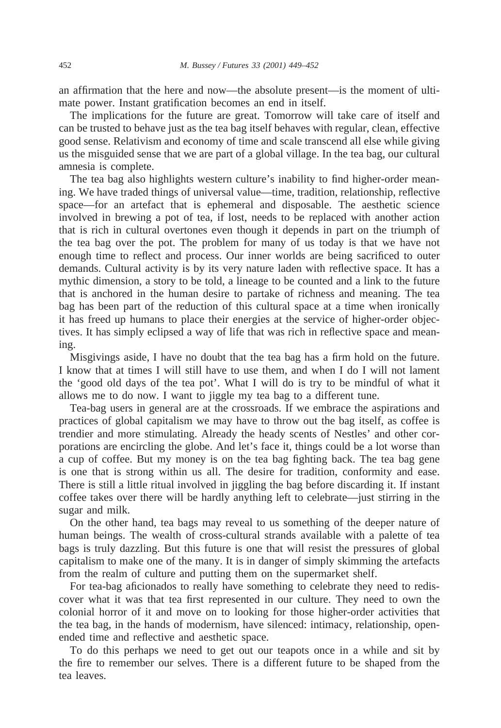an affirmation that the here and now—the absolute present—is the moment of ultimate power. Instant gratification becomes an end in itself.

The implications for the future are great. Tomorrow will take care of itself and can be trusted to behave just as the tea bag itself behaves with regular, clean, effective good sense. Relativism and economy of time and scale transcend all else while giving us the misguided sense that we are part of a global village. In the tea bag, our cultural amnesia is complete.

The tea bag also highlights western culture's inability to find higher-order meaning. We have traded things of universal value—time, tradition, relationship, reflective space—for an artefact that is ephemeral and disposable. The aesthetic science involved in brewing a pot of tea, if lost, needs to be replaced with another action that is rich in cultural overtones even though it depends in part on the triumph of the tea bag over the pot. The problem for many of us today is that we have not enough time to reflect and process. Our inner worlds are being sacrificed to outer demands. Cultural activity is by its very nature laden with reflective space. It has a mythic dimension, a story to be told, a lineage to be counted and a link to the future that is anchored in the human desire to partake of richness and meaning. The tea bag has been part of the reduction of this cultural space at a time when ironically it has freed up humans to place their energies at the service of higher-order objectives. It has simply eclipsed a way of life that was rich in reflective space and meaning.

Misgivings aside, I have no doubt that the tea bag has a firm hold on the future. I know that at times I will still have to use them, and when I do I will not lament the 'good old days of the tea pot'. What I will do is try to be mindful of what it allows me to do now. I want to jiggle my tea bag to a different tune.

Tea-bag users in general are at the crossroads. If we embrace the aspirations and practices of global capitalism we may have to throw out the bag itself, as coffee is trendier and more stimulating. Already the heady scents of Nestles' and other corporations are encircling the globe. And let's face it, things could be a lot worse than a cup of coffee. But my money is on the tea bag fighting back. The tea bag gene is one that is strong within us all. The desire for tradition, conformity and ease. There is still a little ritual involved in jiggling the bag before discarding it. If instant coffee takes over there will be hardly anything left to celebrate—just stirring in the sugar and milk.

On the other hand, tea bags may reveal to us something of the deeper nature of human beings. The wealth of cross-cultural strands available with a palette of tea bags is truly dazzling. But this future is one that will resist the pressures of global capitalism to make one of the many. It is in danger of simply skimming the artefacts from the realm of culture and putting them on the supermarket shelf.

For tea-bag aficionados to really have something to celebrate they need to rediscover what it was that tea first represented in our culture. They need to own the colonial horror of it and move on to looking for those higher-order activities that the tea bag, in the hands of modernism, have silenced: intimacy, relationship, open-ended time and reflective and aesthetic space.

To do this perhaps we need to get out our teapots once in a while and sit by the fire to remember our selves. There is a different future to be shaped from the tea leaves.